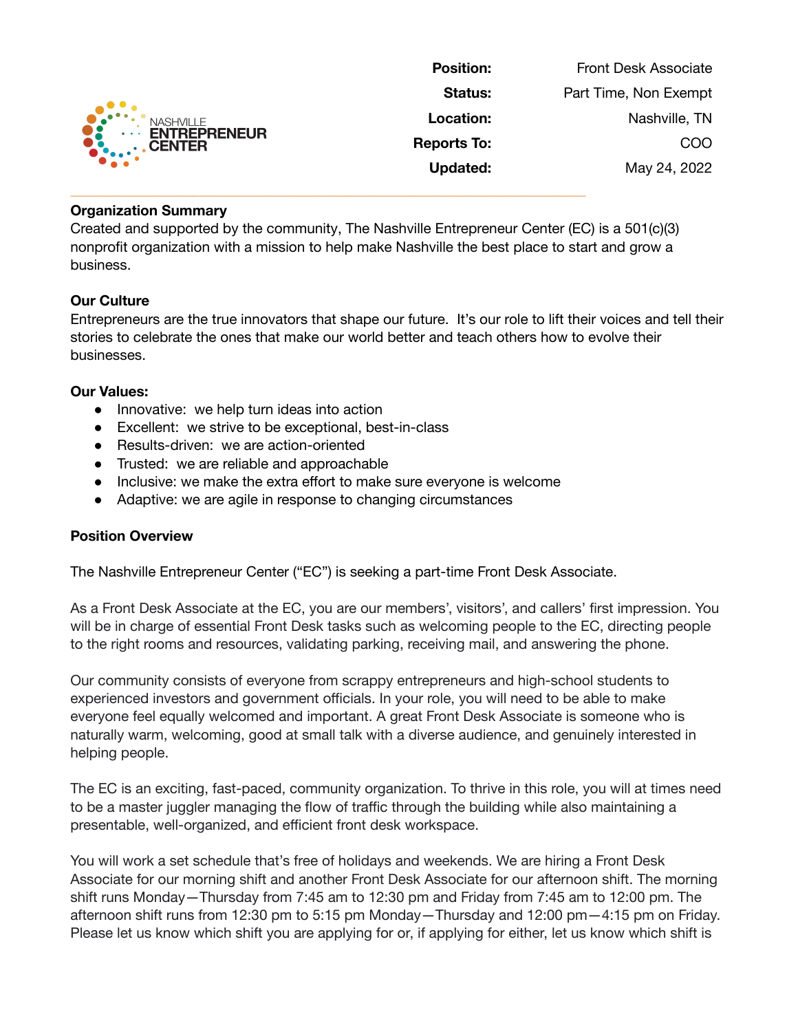NASHVILLE ENTREPRENEUR CENTER

| | |
|---|---|
| **Position:** | Front Desk Associate |
| **Status:** | Part Time, Non Exempt |
| **Location:** | Nashville, TN |
| **Reports To:** | COO |
| **Updated:** | May 24, 2022 |

**Organization Summary**

Created and supported by the community, The Nashville Entrepreneur Center (EC) is a 501(c)(3) nonprofit organization with a mission to help make Nashville the best place to start and grow a business.

**Our Culture**

Entrepreneurs are the true innovators that shape our future. It's our role to lift their voices and tell their stories to celebrate the ones that make our world better and teach others how to evolve their businesses.

**Our Values:**

- Innovative: we help turn ideas into action
- Excellent: we strive to be exceptional, best-in-class
- Results-driven: we are action-oriented
- Trusted: we are reliable and approachable
- Inclusive: we make the extra effort to make sure everyone is welcome
- Adaptive: we are agile in response to changing circumstances

**Position Overview**

The Nashville Entrepreneur Center ("EC") is seeking a part-time Front Desk Associate.

As a Front Desk Associate at the EC, you are our members', visitors', and callers' first impression. You will be in charge of essential Front Desk tasks such as welcoming people to the EC, directing people to the right rooms and resources, validating parking, receiving mail, and answering the phone.

Our community consists of everyone from scrappy entrepreneurs and high-school students to experienced investors and government officials. In your role, you will need to be able to make everyone feel equally welcomed and important. A great Front Desk Associate is someone who is naturally warm, welcoming, good at small talk with a diverse audience, and genuinely interested in helping people.

The EC is an exciting, fast-paced, community organization. To thrive in this role, you will at times need to be a master juggler managing the flow of traffic through the building while also maintaining a presentable, well-organized, and efficient front desk workspace.

You will work a set schedule that's free of holidays and weekends. We are hiring a Front Desk Associate for our morning shift and another Front Desk Associate for our afternoon shift. The morning shift runs Monday—Thursday from 7:45 am to 12:30 pm and Friday from 7:45 am to 12:00 pm. The afternoon shift runs from 12:30 pm to 5:15 pm Monday—Thursday and 12:00 pm—4:15 pm on Friday. Please let us know which shift you are applying for or, if applying for either, let us know which shift is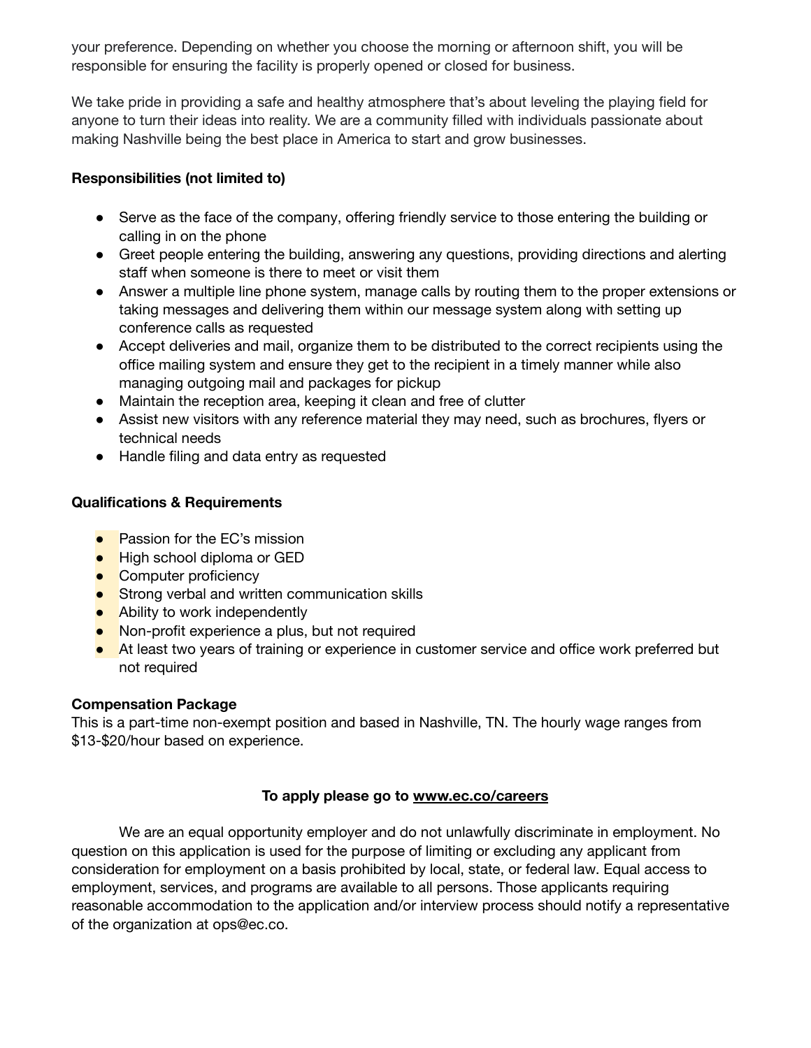your preference. Depending on whether you choose the morning or afternoon shift, you will be responsible for ensuring the facility is properly opened or closed for business.

We take pride in providing a safe and healthy atmosphere that's about leveling the playing field for anyone to turn their ideas into reality. We are a community filled with individuals passionate about making Nashville being the best place in America to start and grow businesses.

**Responsibilities (not limited to)**

- Serve as the face of the company, offering friendly service to those entering the building or calling in on the phone
- Greet people entering the building, answering any questions, providing directions and alerting staff when someone is there to meet or visit them
- Answer a multiple line phone system, manage calls by routing them to the proper extensions or taking messages and delivering them within our message system along with setting up conference calls as requested
- Accept deliveries and mail, organize them to be distributed to the correct recipients using the office mailing system and ensure they get to the recipient in a timely manner while also managing outgoing mail and packages for pickup
- Maintain the reception area, keeping it clean and free of clutter
- Assist new visitors with any reference material they may need, such as brochures, flyers or technical needs
- Handle filing and data entry as requested

**Qualifications & Requirements**

- Passion for the EC's mission
- High school diploma or GED
- Computer proficiency
- Strong verbal and written communication skills
- Ability to work independently
- Non-profit experience a plus, but not required
- At least two years of training or experience in customer service and office work preferred but not required

**Compensation Package**
This is a part-time non-exempt position and based in Nashville, TN. The hourly wage ranges from $13-$20/hour based on experience.

**To apply please go to www.ec.co/careers**

We are an equal opportunity employer and do not unlawfully discriminate in employment. No question on this application is used for the purpose of limiting or excluding any applicant from consideration for employment on a basis prohibited by local, state, or federal law. Equal access to employment, services, and programs are available to all persons. Those applicants requiring reasonable accommodation to the application and/or interview process should notify a representative of the organization at ops@ec.co.